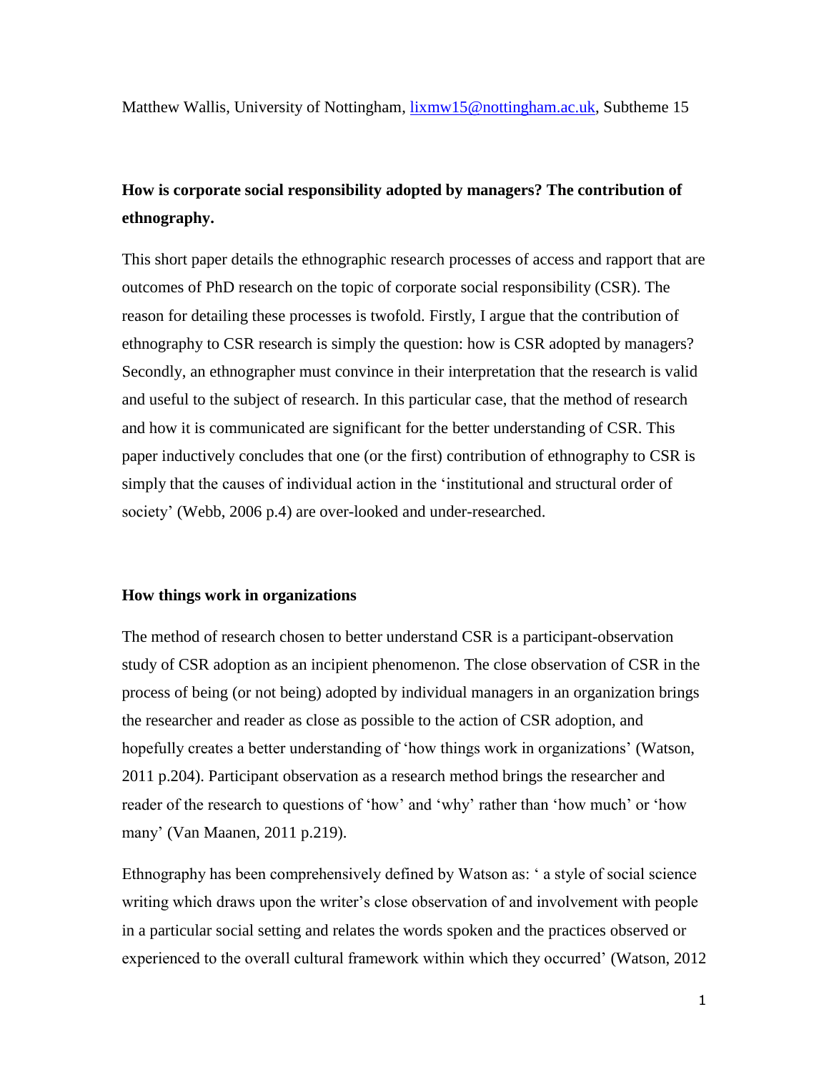Matthew Wallis, University of Nottingham, lixmw15@nottingham.ac.uk, Subtheme 15

# How is corporate social responsibility adopted by managers? The contribution of ethnography.

This short paper details the ethnographic research processes of access and rapport that are outcomes of PhD research on the topic of corporate social responsibility (CSR). The reason for detailing these processes is twofold. Firstly, I argue that the contribution of ethnography to CSR research is simply the question: how is CSR adopted by managers? Secondly, an ethnographer must convince in their interpretation that the research is valid and useful to the subject of research. In this particular case, that the method of research and how it is communicated are significant for the better understanding of CSR. This paper inductively concludes that one (or the first) contribution of ethnography to CSR is simply that the causes of individual action in the 'institutional and structural order of society' (Webb, 2006 p.4) are over-looked and under-researched.

## How things work in organizations

The method of research chosen to better understand CSR is a participant-observation study of CSR adoption as an incipient phenomenon. The close observation of CSR in the process of being (or not being) adopted by individual managers in an organization brings the researcher and reader as close as possible to the action of CSR adoption, and hopefully creates a better understanding of 'how things work in organizations' (Watson, 2011 p.204). Participant observation as a research method brings the researcher and reader of the research to questions of 'how' and 'why' rather than 'how much' or 'how many' (Van Maanen, 2011 p.219).

Ethnography has been comprehensively defined by Watson as: ' a style of social science writing which draws upon the writer's close observation of and involvement with people in a particular social setting and relates the words spoken and the practices observed or experienced to the overall cultural framework within which they occurred' (Watson, 2012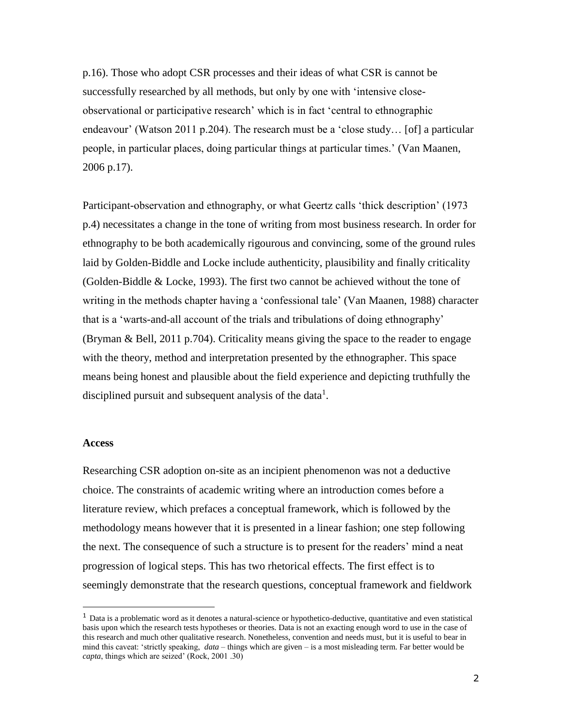p.16). Those who adopt CSR processes and their ideas of what CSR is cannot be successfully researched by all methods, but only by one with 'intensive close-observational or participative research' which is in fact 'central to ethnographic endeavour' (Watson 2011 p.204). The research must be a 'close study… [of] a particular people, in particular places, doing particular things at particular times.' (Van Maanen, 2006 p.17).

Participant-observation and ethnography, or what Geertz calls 'thick description' (1973 p.4) necessitates a change in the tone of writing from most business research. In order for ethnography to be both academically rigourous and convincing, some of the ground rules laid by Golden-Biddle and Locke include authenticity, plausibility and finally criticality (Golden-Biddle & Locke, 1993). The first two cannot be achieved without the tone of writing in the methods chapter having a 'confessional tale' (Van Maanen, 1988) character that is a 'warts-and-all account of the trials and tribulations of doing ethnography' (Bryman & Bell, 2011 p.704). Criticality means giving the space to the reader to engage with the theory, method and interpretation presented by the ethnographer. This space means being honest and plausible about the field experience and depicting truthfully the disciplined pursuit and subsequent analysis of the data[1].

**Access**

Researching CSR adoption on-site as an incipient phenomenon was not a deductive choice. The constraints of academic writing where an introduction comes before a literature review, which prefaces a conceptual framework, which is followed by the methodology means however that it is presented in a linear fashion; one step following the next. The consequence of such a structure is to present for the readers' mind a neat progression of logical steps. This has two rhetorical effects. The first effect is to seemingly demonstrate that the research questions, conceptual framework and fieldwork

---

[1] Data is a problematic word as it denotes a natural-science or hypothetico-deductive, quantitative and even statistical basis upon which the research tests hypotheses or theories. Data is not an exacting enough word to use in the case of this research and much other qualitative research. Nonetheless, convention and needs must, but it is useful to bear in mind this caveat: 'strictly speaking, *data* – things which are given – is a most misleading term. Far better would be *capta*, things which are seized' (Rock, 2001 .30)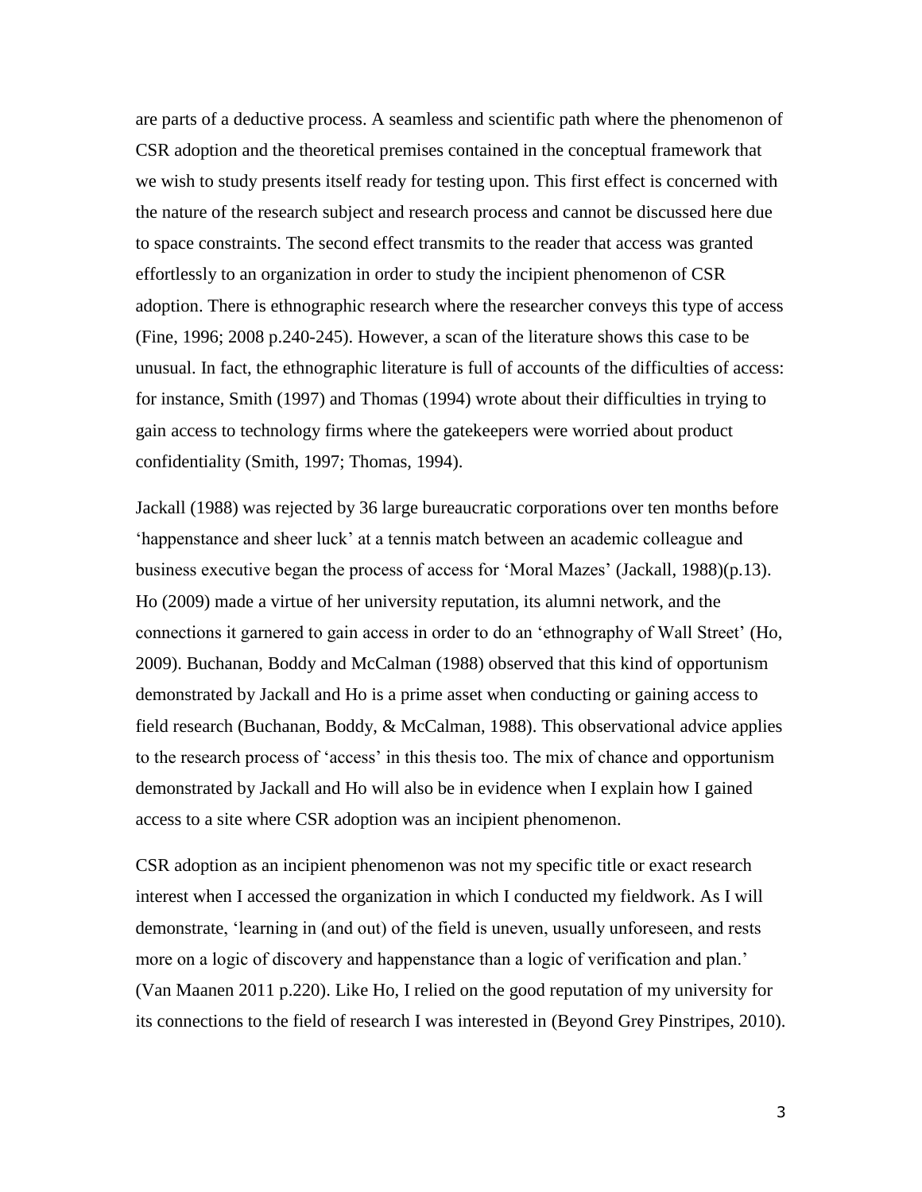are parts of a deductive process. A seamless and scientific path where the phenomenon of CSR adoption and the theoretical premises contained in the conceptual framework that we wish to study presents itself ready for testing upon. This first effect is concerned with the nature of the research subject and research process and cannot be discussed here due to space constraints. The second effect transmits to the reader that access was granted effortlessly to an organization in order to study the incipient phenomenon of CSR adoption. There is ethnographic research where the researcher conveys this type of access (Fine, 1996; 2008 p.240-245). However, a scan of the literature shows this case to be unusual. In fact, the ethnographic literature is full of accounts of the difficulties of access: for instance, Smith (1997) and Thomas (1994) wrote about their difficulties in trying to gain access to technology firms where the gatekeepers were worried about product confidentiality (Smith, 1997; Thomas, 1994).

Jackall (1988) was rejected by 36 large bureaucratic corporations over ten months before 'happenstance and sheer luck' at a tennis match between an academic colleague and business executive began the process of access for 'Moral Mazes' (Jackall, 1988)(p.13). Ho (2009) made a virtue of her university reputation, its alumni network, and the connections it garnered to gain access in order to do an 'ethnography of Wall Street' (Ho, 2009). Buchanan, Boddy and McCalman (1988) observed that this kind of opportunism demonstrated by Jackall and Ho is a prime asset when conducting or gaining access to field research (Buchanan, Boddy, & McCalman, 1988). This observational advice applies to the research process of 'access' in this thesis too. The mix of chance and opportunism demonstrated by Jackall and Ho will also be in evidence when I explain how I gained access to a site where CSR adoption was an incipient phenomenon.

CSR adoption as an incipient phenomenon was not my specific title or exact research interest when I accessed the organization in which I conducted my fieldwork. As I will demonstrate, 'learning in (and out) of the field is uneven, usually unforeseen, and rests more on a logic of discovery and happenstance than a logic of verification and plan.' (Van Maanen 2011 p.220). Like Ho, I relied on the good reputation of my university for its connections to the field of research I was interested in (Beyond Grey Pinstripes, 2010).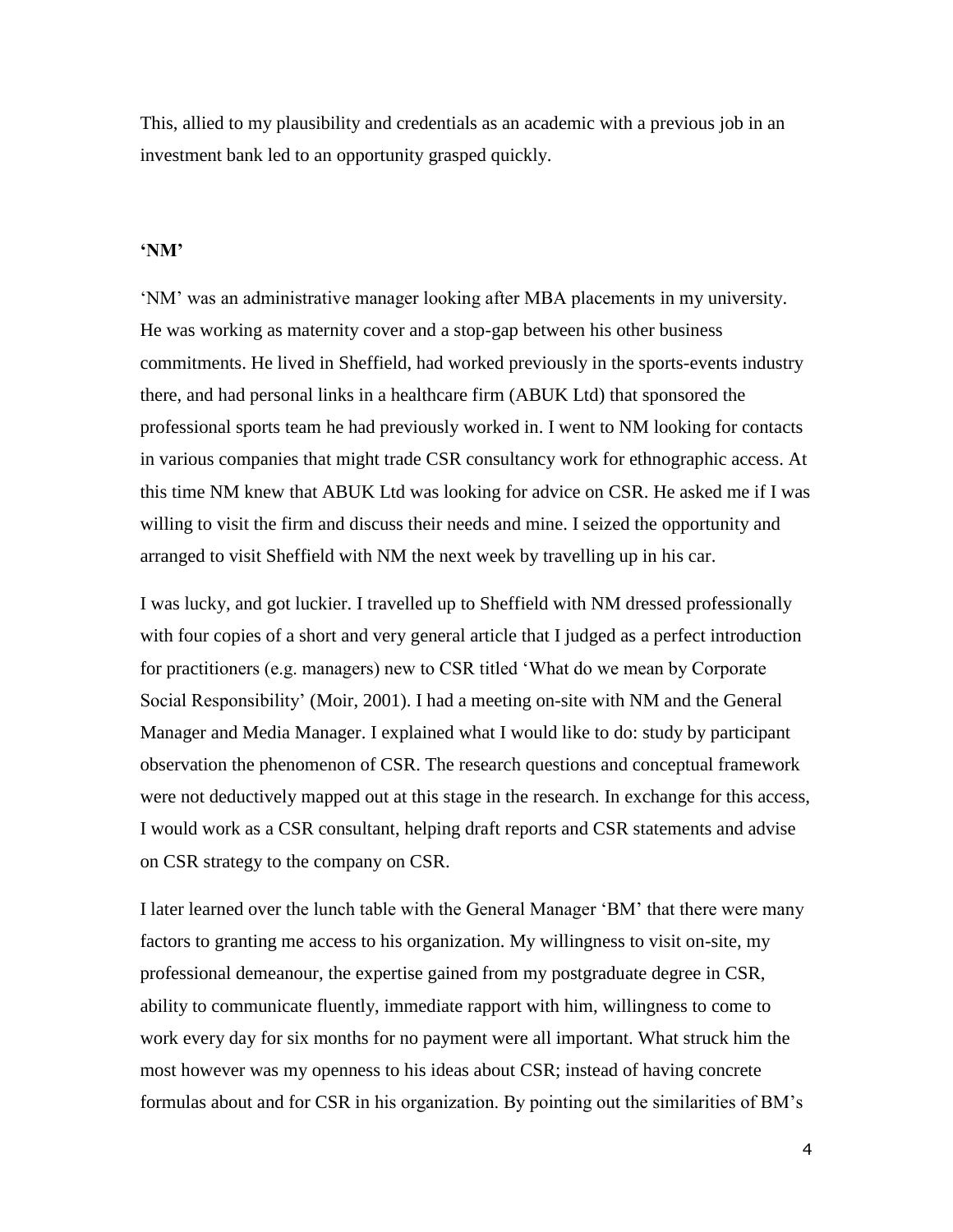This, allied to my plausibility and credentials as an academic with a previous job in an investment bank led to an opportunity grasped quickly.

**'NM'**

'NM' was an administrative manager looking after MBA placements in my university. He was working as maternity cover and a stop-gap between his other business commitments. He lived in Sheffield, had worked previously in the sports-events industry there, and had personal links in a healthcare firm (ABUK Ltd) that sponsored the professional sports team he had previously worked in. I went to NM looking for contacts in various companies that might trade CSR consultancy work for ethnographic access. At this time NM knew that ABUK Ltd was looking for advice on CSR. He asked me if I was willing to visit the firm and discuss their needs and mine. I seized the opportunity and arranged to visit Sheffield with NM the next week by travelling up in his car.

I was lucky, and got luckier. I travelled up to Sheffield with NM dressed professionally with four copies of a short and very general article that I judged as a perfect introduction for practitioners (e.g. managers) new to CSR titled 'What do we mean by Corporate Social Responsibility' (Moir, 2001). I had a meeting on-site with NM and the General Manager and Media Manager. I explained what I would like to do: study by participant observation the phenomenon of CSR. The research questions and conceptual framework were not deductively mapped out at this stage in the research. In exchange for this access, I would work as a CSR consultant, helping draft reports and CSR statements and advise on CSR strategy to the company on CSR.

I later learned over the lunch table with the General Manager 'BM' that there were many factors to granting me access to his organization. My willingness to visit on-site, my professional demeanour, the expertise gained from my postgraduate degree in CSR, ability to communicate fluently, immediate rapport with him, willingness to come to work every day for six months for no payment were all important. What struck him the most however was my openness to his ideas about CSR; instead of having concrete formulas about and for CSR in his organization. By pointing out the similarities of BM's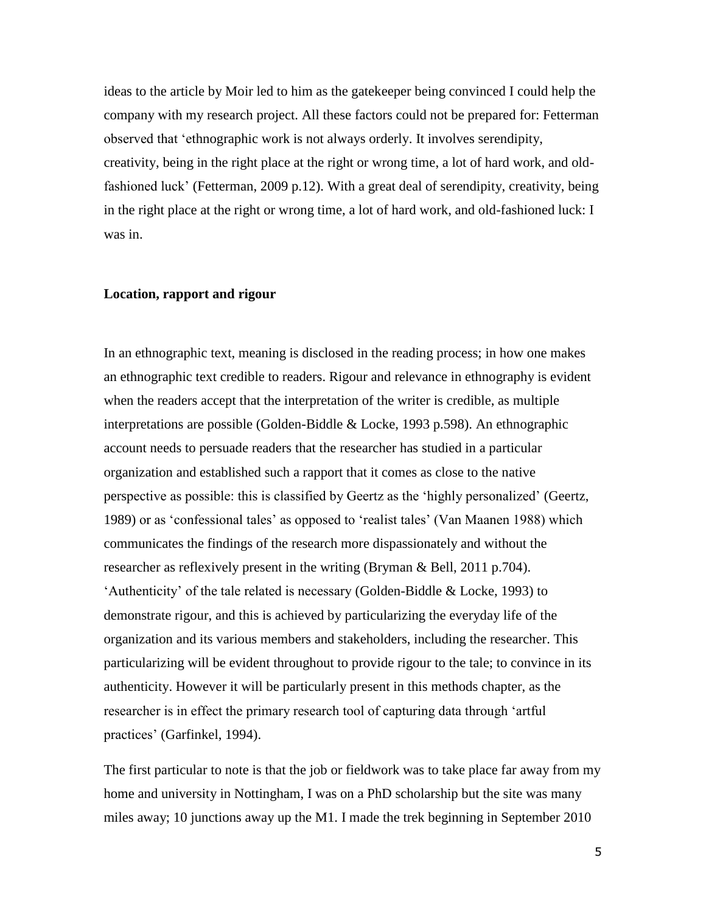ideas to the article by Moir led to him as the gatekeeper being convinced I could help the company with my research project. All these factors could not be prepared for: Fetterman observed that 'ethnographic work is not always orderly. It involves serendipity, creativity, being in the right place at the right or wrong time, a lot of hard work, and old-fashioned luck' (Fetterman, 2009 p.12). With a great deal of serendipity, creativity, being in the right place at the right or wrong time, a lot of hard work, and old-fashioned luck: I was in.

**Location, rapport and rigour**

In an ethnographic text, meaning is disclosed in the reading process; in how one makes an ethnographic text credible to readers. Rigour and relevance in ethnography is evident when the readers accept that the interpretation of the writer is credible, as multiple interpretations are possible (Golden-Biddle & Locke, 1993 p.598). An ethnographic account needs to persuade readers that the researcher has studied in a particular organization and established such a rapport that it comes as close to the native perspective as possible: this is classified by Geertz as the 'highly personalized' (Geertz, 1989) or as 'confessional tales' as opposed to 'realist tales' (Van Maanen 1988) which communicates the findings of the research more dispassionately and without the researcher as reflexively present in the writing (Bryman & Bell, 2011 p.704). 'Authenticity' of the tale related is necessary (Golden-Biddle & Locke, 1993) to demonstrate rigour, and this is achieved by particularizing the everyday life of the organization and its various members and stakeholders, including the researcher. This particularizing will be evident throughout to provide rigour to the tale; to convince in its authenticity. However it will be particularly present in this methods chapter, as the researcher is in effect the primary research tool of capturing data through 'artful practices' (Garfinkel, 1994).

The first particular to note is that the job or fieldwork was to take place far away from my home and university in Nottingham, I was on a PhD scholarship but the site was many miles away; 10 junctions away up the M1. I made the trek beginning in September 2010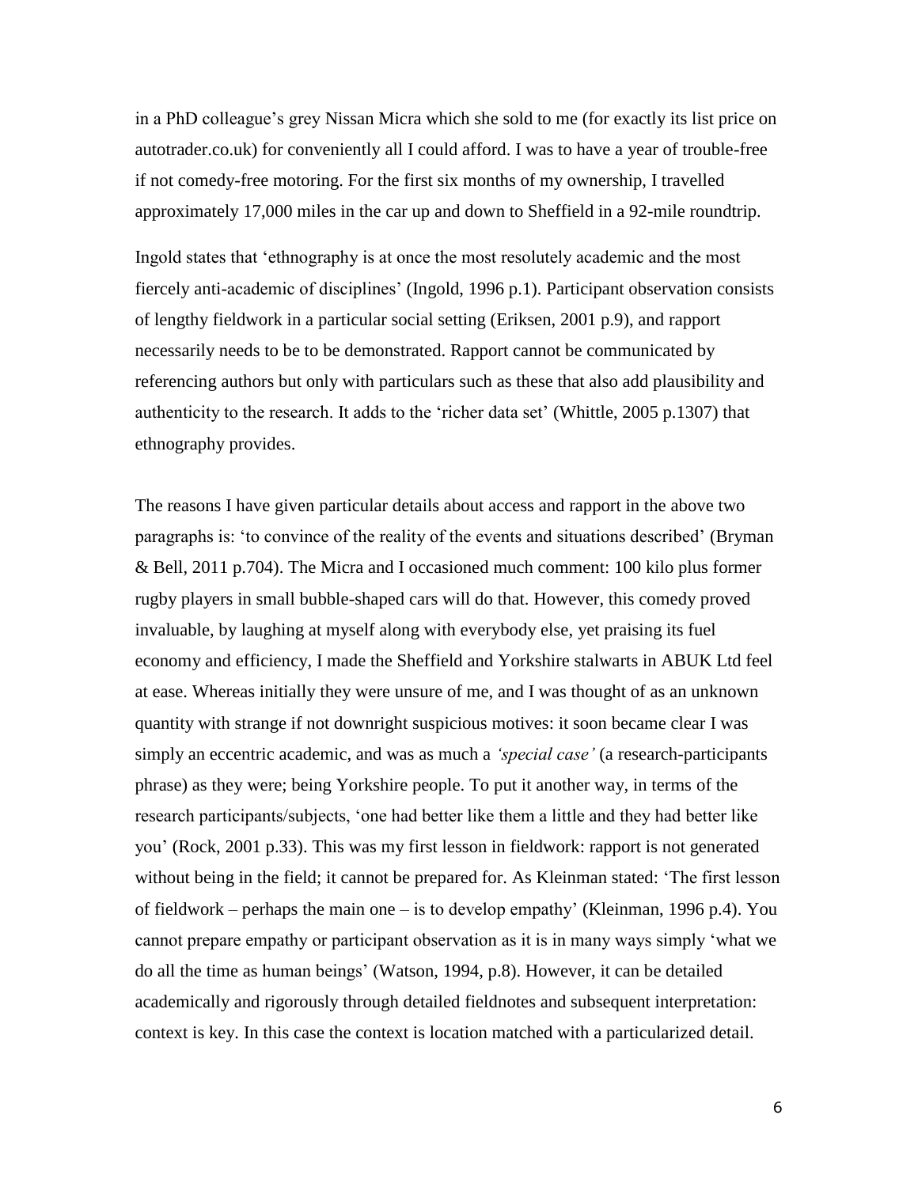in a PhD colleague's grey Nissan Micra which she sold to me (for exactly its list price on autotrader.co.uk) for conveniently all I could afford. I was to have a year of trouble-free if not comedy-free motoring. For the first six months of my ownership, I travelled approximately 17,000 miles in the car up and down to Sheffield in a 92-mile roundtrip.

Ingold states that 'ethnography is at once the most resolutely academic and the most fiercely anti-academic of disciplines' (Ingold, 1996 p.1). Participant observation consists of lengthy fieldwork in a particular social setting (Eriksen, 2001 p.9), and rapport necessarily needs to be to be demonstrated. Rapport cannot be communicated by referencing authors but only with particulars such as these that also add plausibility and authenticity to the research. It adds to the 'richer data set' (Whittle, 2005 p.1307) that ethnography provides.

The reasons I have given particular details about access and rapport in the above two paragraphs is: 'to convince of the reality of the events and situations described' (Bryman & Bell, 2011 p.704). The Micra and I occasioned much comment: 100 kilo plus former rugby players in small bubble-shaped cars will do that. However, this comedy proved invaluable, by laughing at myself along with everybody else, yet praising its fuel economy and efficiency, I made the Sheffield and Yorkshire stalwarts in ABUK Ltd feel at ease. Whereas initially they were unsure of me, and I was thought of as an unknown quantity with strange if not downright suspicious motives: it soon became clear I was simply an eccentric academic, and was as much a *'special case'* (a research-participants phrase) as they were; being Yorkshire people. To put it another way, in terms of the research participants/subjects, 'one had better like them a little and they had better like you' (Rock, 2001 p.33). This was my first lesson in fieldwork: rapport is not generated without being in the field; it cannot be prepared for. As Kleinman stated: 'The first lesson of fieldwork – perhaps the main one – is to develop empathy' (Kleinman, 1996 p.4). You cannot prepare empathy or participant observation as it is in many ways simply 'what we do all the time as human beings' (Watson, 1994, p.8). However, it can be detailed academically and rigorously through detailed fieldnotes and subsequent interpretation: context is key. In this case the context is location matched with a particularized detail.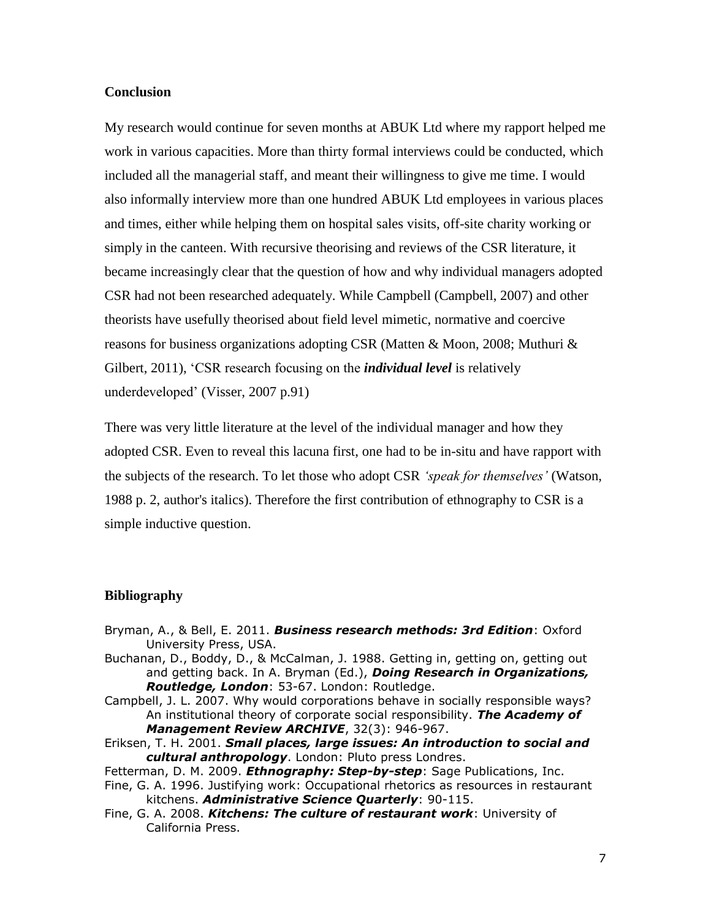## Conclusion

My research would continue for seven months at ABUK Ltd where my rapport helped me work in various capacities. More than thirty formal interviews could be conducted, which included all the managerial staff, and meant their willingness to give me time. I would also informally interview more than one hundred ABUK Ltd employees in various places and times, either while helping them on hospital sales visits, off-site charity working or simply in the canteen. With recursive theorising and reviews of the CSR literature, it became increasingly clear that the question of how and why individual managers adopted CSR had not been researched adequately. While Campbell (Campbell, 2007) and other theorists have usefully theorised about field level mimetic, normative and coercive reasons for business organizations adopting CSR (Matten & Moon, 2008; Muthuri & Gilbert, 2011), 'CSR research focusing on the ***individual level*** is relatively underdeveloped' (Visser, 2007 p.91)

There was very little literature at the level of the individual manager and how they adopted CSR. Even to reveal this lacuna first, one had to be in-situ and have rapport with the subjects of the research. To let those who adopt CSR *'speak for themselves'* (Watson, 1988 p. 2, author's italics). Therefore the first contribution of ethnography to CSR is a simple inductive question.

## Bibliography

Bryman, A., & Bell, E. 2011. ***Business research methods: 3rd Edition***: Oxford University Press, USA.

Buchanan, D., Boddy, D., & McCalman, J. 1988. Getting in, getting on, getting out and getting back. In A. Bryman (Ed.), ***Doing Research in Organizations, Routledge, London***: 53-67. London: Routledge.

Campbell, J. L. 2007. Why would corporations behave in socially responsible ways? An institutional theory of corporate social responsibility. ***The Academy of Management Review ARCHIVE***, 32(3): 946-967.

Eriksen, T. H. 2001. ***Small places, large issues: An introduction to social and cultural anthropology***. London: Pluto press Londres.

Fetterman, D. M. 2009. ***Ethnography: Step-by-step***: Sage Publications, Inc.

Fine, G. A. 1996. Justifying work: Occupational rhetorics as resources in restaurant kitchens. ***Administrative Science Quarterly***: 90-115.

Fine, G. A. 2008. ***Kitchens: The culture of restaurant work***: University of California Press.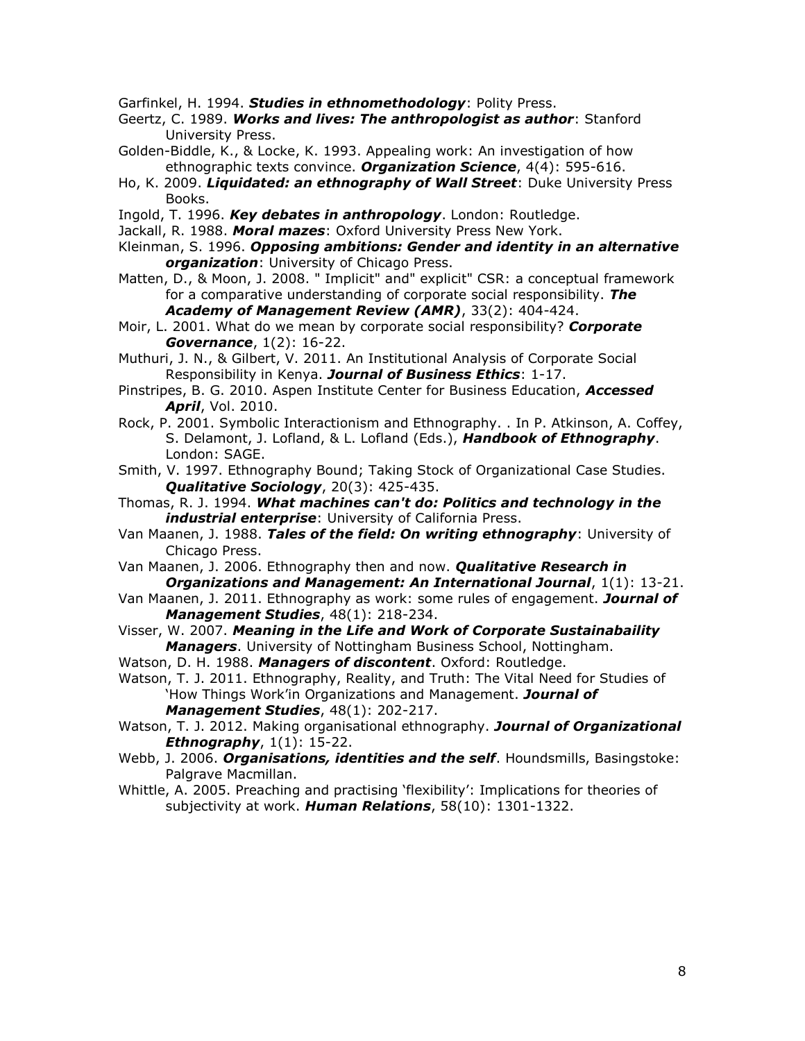Garfinkel, H. 1994. ***Studies in ethnomethodology***: Polity Press.

Geertz, C. 1989. ***Works and lives: The anthropologist as author***: Stanford University Press.

Golden-Biddle, K., & Locke, K. 1993. Appealing work: An investigation of how ethnographic texts convince. ***Organization Science***, 4(4): 595-616.

Ho, K. 2009. ***Liquidated: an ethnography of Wall Street***: Duke University Press Books.

Ingold, T. 1996. ***Key debates in anthropology***. London: Routledge.

Jackall, R. 1988. ***Moral mazes***: Oxford University Press New York.

Kleinman, S. 1996. ***Opposing ambitions: Gender and identity in an alternative organization***: University of Chicago Press.

Matten, D., & Moon, J. 2008. " Implicit" and" explicit" CSR: a conceptual framework for a comparative understanding of corporate social responsibility. ***The Academy of Management Review (AMR)***, 33(2): 404-424.

Moir, L. 2001. What do we mean by corporate social responsibility? ***Corporate Governance***, 1(2): 16-22.

Muthuri, J. N., & Gilbert, V. 2011. An Institutional Analysis of Corporate Social Responsibility in Kenya. ***Journal of Business Ethics***: 1-17.

Pinstripes, B. G. 2010. Aspen Institute Center for Business Education, ***Accessed April***, Vol. 2010.

Rock, P. 2001. Symbolic Interactionism and Ethnography. . In P. Atkinson, A. Coffey, S. Delamont, J. Lofland, & L. Lofland (Eds.), ***Handbook of Ethnography***. London: SAGE.

Smith, V. 1997. Ethnography Bound; Taking Stock of Organizational Case Studies. ***Qualitative Sociology***, 20(3): 425-435.

Thomas, R. J. 1994. ***What machines can't do: Politics and technology in the industrial enterprise***: University of California Press.

Van Maanen, J. 1988. ***Tales of the field: On writing ethnography***: University of Chicago Press.

Van Maanen, J. 2006. Ethnography then and now. ***Qualitative Research in Organizations and Management: An International Journal***, 1(1): 13-21.

Van Maanen, J. 2011. Ethnography as work: some rules of engagement. ***Journal of Management Studies***, 48(1): 218-234.

Visser, W. 2007. ***Meaning in the Life and Work of Corporate Sustainabaility Managers***. University of Nottingham Business School, Nottingham.

Watson, D. H. 1988. ***Managers of discontent***. Oxford: Routledge.

Watson, T. J. 2011. Ethnography, Reality, and Truth: The Vital Need for Studies of 'How Things Work'in Organizations and Management. ***Journal of Management Studies***, 48(1): 202-217.

Watson, T. J. 2012. Making organisational ethnography. ***Journal of Organizational Ethnography***, 1(1): 15-22.

Webb, J. 2006. ***Organisations, identities and the self***. Houndsmills, Basingstoke: Palgrave Macmillan.

Whittle, A. 2005. Preaching and practising 'flexibility': Implications for theories of subjectivity at work. ***Human Relations***, 58(10): 1301-1322.